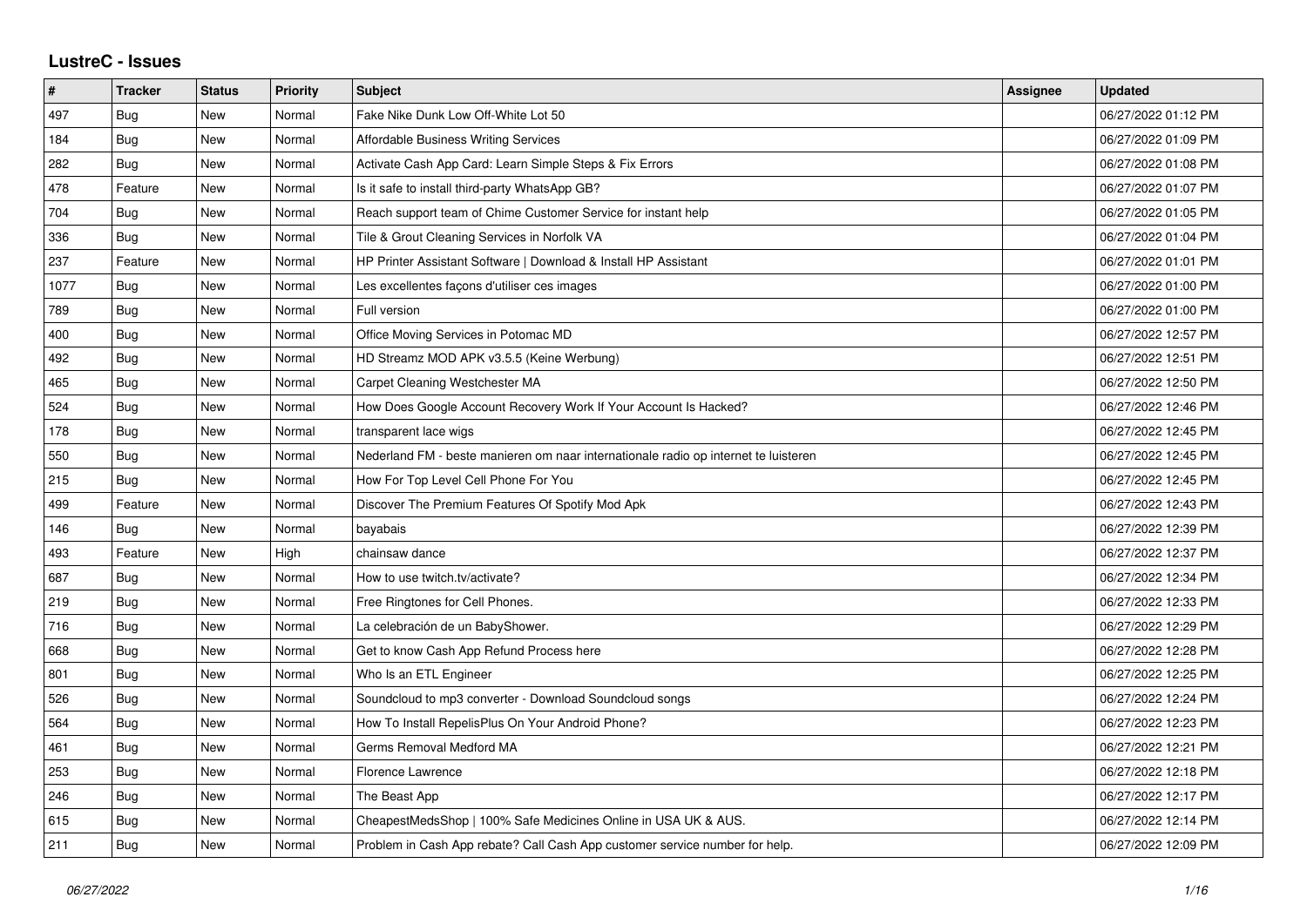# LustreC - Issues

| # | Tracker | Status | Priority | Subject | Assignee | Updated |
|---|---|---|---|---|---|---|
| 497 | Bug | New | Normal | Fake Nike Dunk Low Off-White Lot 50 | | 06/27/2022 01:12 PM |
| 184 | Bug | New | Normal | Affordable Business Writing Services | | 06/27/2022 01:09 PM |
| 282 | Bug | New | Normal | Activate Cash App Card: Learn Simple Steps & Fix Errors | | 06/27/2022 01:08 PM |
| 478 | Feature | New | Normal | Is it safe to install third-party WhatsApp GB? | | 06/27/2022 01:07 PM |
| 704 | Bug | New | Normal | Reach support team of Chime Customer Service for instant help | | 06/27/2022 01:05 PM |
| 336 | Bug | New | Normal | Tile & Grout Cleaning Services in Norfolk VA | | 06/27/2022 01:04 PM |
| 237 | Feature | New | Normal | HP Printer Assistant Software \| Download & Install HP Assistant | | 06/27/2022 01:01 PM |
| 1077 | Bug | New | Normal | Les excellentes façons d'utiliser ces images | | 06/27/2022 01:00 PM |
| 789 | Bug | New | Normal | Full version | | 06/27/2022 01:00 PM |
| 400 | Bug | New | Normal | Office Moving Services in Potomac MD | | 06/27/2022 12:57 PM |
| 492 | Bug | New | Normal | HD Streamz MOD APK v3.5.5 (Keine Werbung) | | 06/27/2022 12:51 PM |
| 465 | Bug | New | Normal | Carpet Cleaning Westchester MA | | 06/27/2022 12:50 PM |
| 524 | Bug | New | Normal | How Does Google Account Recovery Work If Your Account Is Hacked? | | 06/27/2022 12:46 PM |
| 178 | Bug | New | Normal | transparent lace wigs | | 06/27/2022 12:45 PM |
| 550 | Bug | New | Normal | Nederland FM - beste manieren om naar internationale radio op internet te luisteren | | 06/27/2022 12:45 PM |
| 215 | Bug | New | Normal | How For Top Level Cell Phone For You | | 06/27/2022 12:45 PM |
| 499 | Feature | New | Normal | Discover The Premium Features Of Spotify Mod Apk | | 06/27/2022 12:43 PM |
| 146 | Bug | New | Normal | bayabais | | 06/27/2022 12:39 PM |
| 493 | Feature | New | High | chainsaw dance | | 06/27/2022 12:37 PM |
| 687 | Bug | New | Normal | How to use twitch.tv/activate? | | 06/27/2022 12:34 PM |
| 219 | Bug | New | Normal | Free Ringtones for Cell Phones. | | 06/27/2022 12:33 PM |
| 716 | Bug | New | Normal | La celebración de un BabyShower. | | 06/27/2022 12:29 PM |
| 668 | Bug | New | Normal | Get to know Cash App Refund Process here | | 06/27/2022 12:28 PM |
| 801 | Bug | New | Normal | Who Is an ETL Engineer | | 06/27/2022 12:25 PM |
| 526 | Bug | New | Normal | Soundcloud to mp3 converter - Download Soundcloud songs | | 06/27/2022 12:24 PM |
| 564 | Bug | New | Normal | How To Install RepelisPlus On Your Android Phone? | | 06/27/2022 12:23 PM |
| 461 | Bug | New | Normal | Germs Removal Medford MA | | 06/27/2022 12:21 PM |
| 253 | Bug | New | Normal | Florence Lawrence | | 06/27/2022 12:18 PM |
| 246 | Bug | New | Normal | The Beast App | | 06/27/2022 12:17 PM |
| 615 | Bug | New | Normal | CheapestMedsShop \| 100% Safe Medicines Online in USA UK & AUS. | | 06/27/2022 12:14 PM |
| 211 | Bug | New | Normal | Problem in Cash App rebate? Call Cash App customer service number for help. | | 06/27/2022 12:09 PM |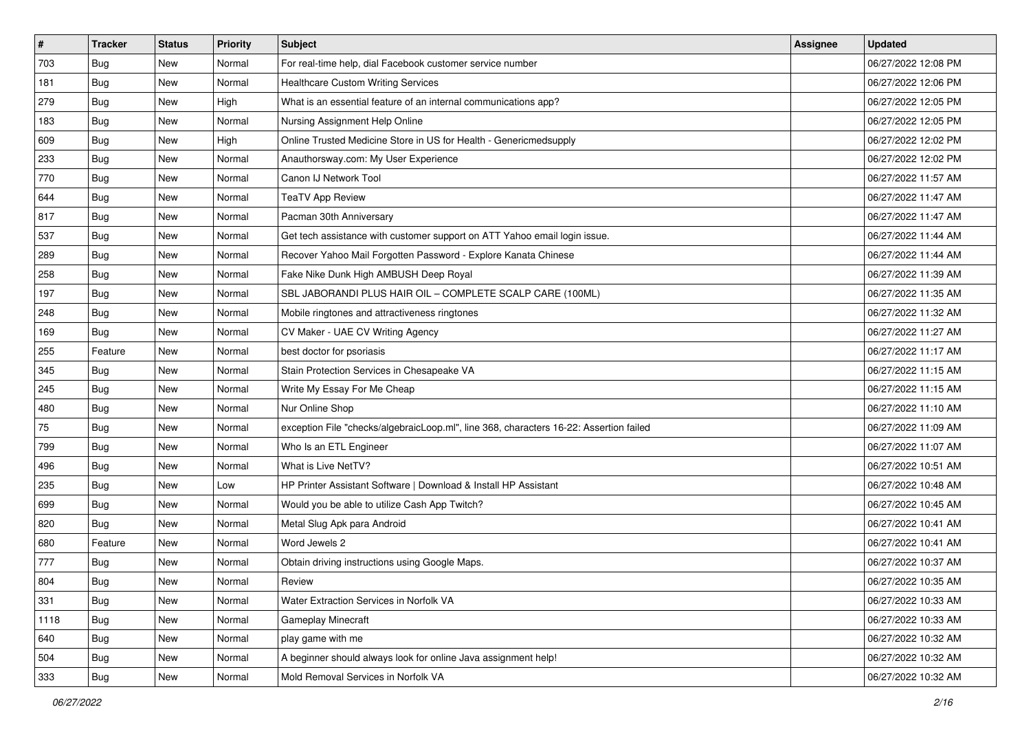| # | Tracker | Status | Priority | Subject | Assignee | Updated |
|---|---|---|---|---|---|---|
| 703 | Bug | New | Normal | For real-time help, dial Facebook customer service number | | 06/27/2022 12:08 PM |
| 181 | Bug | New | Normal | Healthcare Custom Writing Services | | 06/27/2022 12:06 PM |
| 279 | Bug | New | High | What is an essential feature of an internal communications app? | | 06/27/2022 12:05 PM |
| 183 | Bug | New | Normal | Nursing Assignment Help Online | | 06/27/2022 12:05 PM |
| 609 | Bug | New | High | Online Trusted Medicine Store in US for Health - Genericmedsupply | | 06/27/2022 12:02 PM |
| 233 | Bug | New | Normal | Anauthorsway.com: My User Experience | | 06/27/2022 12:02 PM |
| 770 | Bug | New | Normal | Canon IJ Network Tool | | 06/27/2022 11:57 AM |
| 644 | Bug | New | Normal | TeaTV App Review | | 06/27/2022 11:47 AM |
| 817 | Bug | New | Normal | Pacman 30th Anniversary | | 06/27/2022 11:47 AM |
| 537 | Bug | New | Normal | Get tech assistance with customer support on ATT Yahoo email login issue. | | 06/27/2022 11:44 AM |
| 289 | Bug | New | Normal | Recover Yahoo Mail Forgotten Password - Explore Kanata Chinese | | 06/27/2022 11:44 AM |
| 258 | Bug | New | Normal | Fake Nike Dunk High AMBUSH Deep Royal | | 06/27/2022 11:39 AM |
| 197 | Bug | New | Normal | SBL JABORANDI PLUS HAIR OIL – COMPLETE SCALP CARE (100ML) | | 06/27/2022 11:35 AM |
| 248 | Bug | New | Normal | Mobile ringtones and attractiveness ringtones | | 06/27/2022 11:32 AM |
| 169 | Bug | New | Normal | CV Maker - UAE CV Writing Agency | | 06/27/2022 11:27 AM |
| 255 | Feature | New | Normal | best doctor for psoriasis | | 06/27/2022 11:17 AM |
| 345 | Bug | New | Normal | Stain Protection Services in Chesapeake VA | | 06/27/2022 11:15 AM |
| 245 | Bug | New | Normal | Write My Essay For Me Cheap | | 06/27/2022 11:15 AM |
| 480 | Bug | New | Normal | Nur Online Shop | | 06/27/2022 11:10 AM |
| 75 | Bug | New | Normal | exception File "checks/algebraicLoop.ml", line 368, characters 16-22: Assertion failed | | 06/27/2022 11:09 AM |
| 799 | Bug | New | Normal | Who Is an ETL Engineer | | 06/27/2022 11:07 AM |
| 496 | Bug | New | Normal | What is Live NetTV? | | 06/27/2022 10:51 AM |
| 235 | Bug | New | Low | HP Printer Assistant Software \| Download & Install HP Assistant | | 06/27/2022 10:48 AM |
| 699 | Bug | New | Normal | Would you be able to utilize Cash App Twitch? | | 06/27/2022 10:45 AM |
| 820 | Bug | New | Normal | Metal Slug Apk para Android | | 06/27/2022 10:41 AM |
| 680 | Feature | New | Normal | Word Jewels 2 | | 06/27/2022 10:41 AM |
| 777 | Bug | New | Normal | Obtain driving instructions using Google Maps. | | 06/27/2022 10:37 AM |
| 804 | Bug | New | Normal | Review | | 06/27/2022 10:35 AM |
| 331 | Bug | New | Normal | Water Extraction Services in Norfolk VA | | 06/27/2022 10:33 AM |
| 1118 | Bug | New | Normal | Gameplay Minecraft | | 06/27/2022 10:33 AM |
| 640 | Bug | New | Normal | play game with me | | 06/27/2022 10:32 AM |
| 504 | Bug | New | Normal | A beginner should always look for online Java assignment help! | | 06/27/2022 10:32 AM |
| 333 | Bug | New | Normal | Mold Removal Services in Norfolk VA | | 06/27/2022 10:32 AM |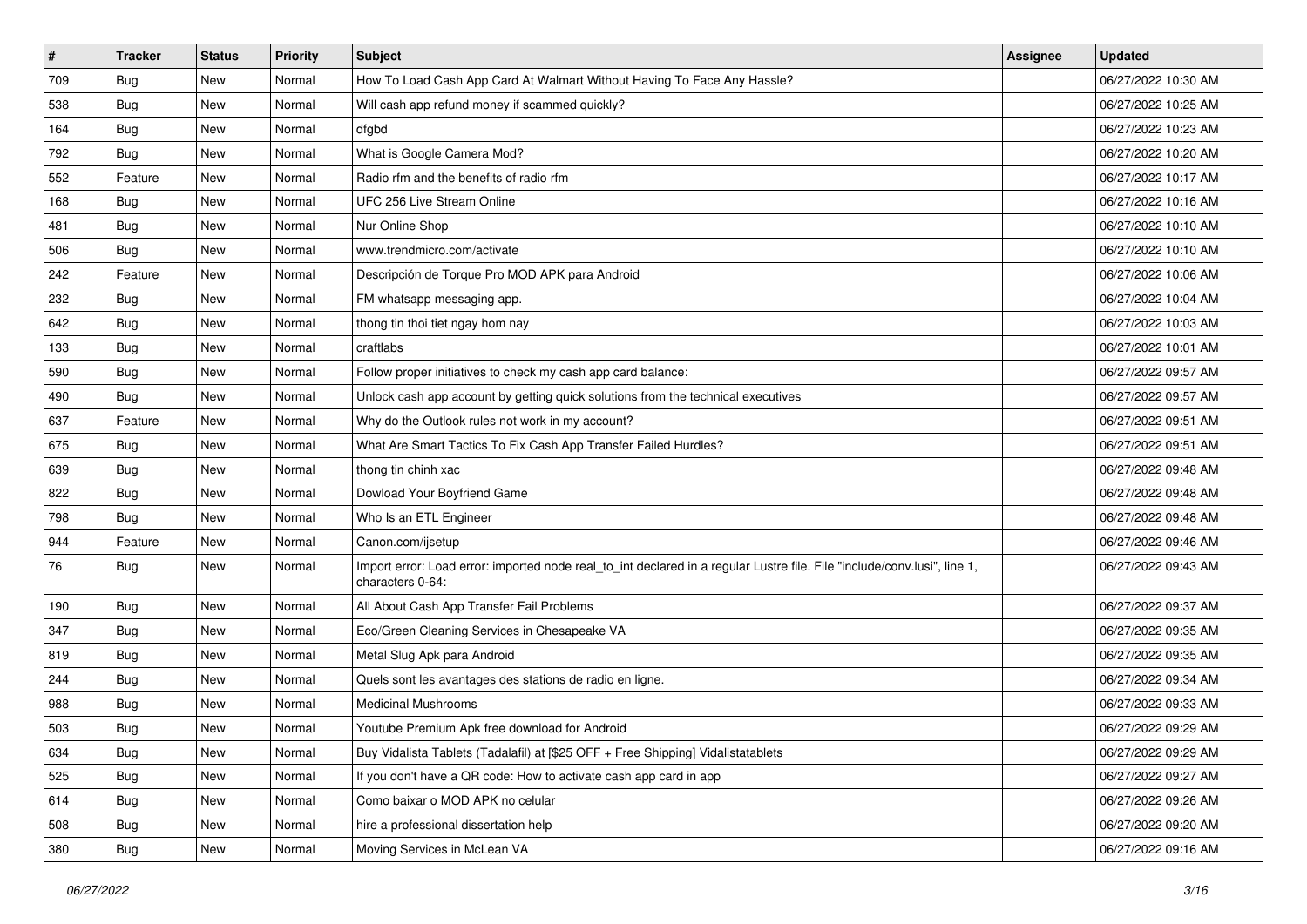| # | Tracker | Status | Priority | Subject | Assignee | Updated |
|---|---|---|---|---|---|---|
| 709 | Bug | New | Normal | How To Load Cash App Card At Walmart Without Having To Face Any Hassle? | | 06/27/2022 10:30 AM |
| 538 | Bug | New | Normal | Will cash app refund money if scammed quickly? | | 06/27/2022 10:25 AM |
| 164 | Bug | New | Normal | dfgbd | | 06/27/2022 10:23 AM |
| 792 | Bug | New | Normal | What is Google Camera Mod? | | 06/27/2022 10:20 AM |
| 552 | Feature | New | Normal | Radio rfm and the benefits of radio rfm | | 06/27/2022 10:17 AM |
| 168 | Bug | New | Normal | UFC 256 Live Stream Online | | 06/27/2022 10:16 AM |
| 481 | Bug | New | Normal | Nur Online Shop | | 06/27/2022 10:10 AM |
| 506 | Bug | New | Normal | www.trendmicro.com/activate | | 06/27/2022 10:10 AM |
| 242 | Feature | New | Normal | Descripción de Torque Pro MOD APK para Android | | 06/27/2022 10:06 AM |
| 232 | Bug | New | Normal | FM whatsapp messaging app. | | 06/27/2022 10:04 AM |
| 642 | Bug | New | Normal | thong tin thoi tiet ngay hom nay | | 06/27/2022 10:03 AM |
| 133 | Bug | New | Normal | craftlabs | | 06/27/2022 10:01 AM |
| 590 | Bug | New | Normal | Follow proper initiatives to check my cash app card balance: | | 06/27/2022 09:57 AM |
| 490 | Bug | New | Normal | Unlock cash app account by getting quick solutions from the technical executives | | 06/27/2022 09:57 AM |
| 637 | Feature | New | Normal | Why do the Outlook rules not work in my account? | | 06/27/2022 09:51 AM |
| 675 | Bug | New | Normal | What Are Smart Tactics To Fix Cash App Transfer Failed Hurdles? | | 06/27/2022 09:51 AM |
| 639 | Bug | New | Normal | thong tin chinh xac | | 06/27/2022 09:48 AM |
| 822 | Bug | New | Normal | Dowload Your Boyfriend Game | | 06/27/2022 09:48 AM |
| 798 | Bug | New | Normal | Who Is an ETL Engineer | | 06/27/2022 09:48 AM |
| 944 | Feature | New | Normal | Canon.com/ijsetup | | 06/27/2022 09:46 AM |
| 76 | Bug | New | Normal | Import error: Load error: imported node real_to_int declared in a regular Lustre file. File "include/conv.lusi", line 1, characters 0-64: | | 06/27/2022 09:43 AM |
| 190 | Bug | New | Normal | All About Cash App Transfer Fail Problems | | 06/27/2022 09:37 AM |
| 347 | Bug | New | Normal | Eco/Green Cleaning Services in Chesapeake VA | | 06/27/2022 09:35 AM |
| 819 | Bug | New | Normal | Metal Slug Apk para Android | | 06/27/2022 09:35 AM |
| 244 | Bug | New | Normal | Quels sont les avantages des stations de radio en ligne. | | 06/27/2022 09:34 AM |
| 988 | Bug | New | Normal | Medicinal Mushrooms | | 06/27/2022 09:33 AM |
| 503 | Bug | New | Normal | Youtube Premium Apk free download for Android | | 06/27/2022 09:29 AM |
| 634 | Bug | New | Normal | Buy Vidalista Tablets (Tadalafil) at [$25 OFF + Free Shipping] Vidalistatablets | | 06/27/2022 09:29 AM |
| 525 | Bug | New | Normal | If you don't have a QR code: How to activate cash app card in app | | 06/27/2022 09:27 AM |
| 614 | Bug | New | Normal | Como baixar o MOD APK no celular | | 06/27/2022 09:26 AM |
| 508 | Bug | New | Normal | hire a professional dissertation help | | 06/27/2022 09:20 AM |
| 380 | Bug | New | Normal | Moving Services in McLean VA | | 06/27/2022 09:16 AM |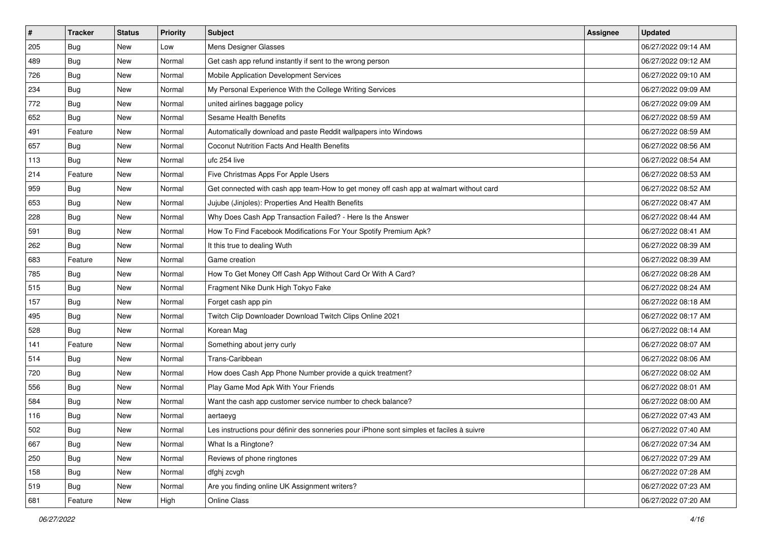| # | Tracker | Status | Priority | Subject | Assignee | Updated |
|---|---|---|---|---|---|---|
| 205 | Bug | New | Low | Mens Designer Glasses | | 06/27/2022 09:14 AM |
| 489 | Bug | New | Normal | Get cash app refund instantly if sent to the wrong person | | 06/27/2022 09:12 AM |
| 726 | Bug | New | Normal | Mobile Application Development Services | | 06/27/2022 09:10 AM |
| 234 | Bug | New | Normal | My Personal Experience With the College Writing Services | | 06/27/2022 09:09 AM |
| 772 | Bug | New | Normal | united airlines baggage policy | | 06/27/2022 09:09 AM |
| 652 | Bug | New | Normal | Sesame Health Benefits | | 06/27/2022 08:59 AM |
| 491 | Feature | New | Normal | Automatically download and paste Reddit wallpapers into Windows | | 06/27/2022 08:59 AM |
| 657 | Bug | New | Normal | Coconut Nutrition Facts And Health Benefits | | 06/27/2022 08:56 AM |
| 113 | Bug | New | Normal | ufc 254 live | | 06/27/2022 08:54 AM |
| 214 | Feature | New | Normal | Five Christmas Apps For Apple Users | | 06/27/2022 08:53 AM |
| 959 | Bug | New | Normal | Get connected with cash app team-How to get money off cash app at walmart without card | | 06/27/2022 08:52 AM |
| 653 | Bug | New | Normal | Jujube (Jinjoles): Properties And Health Benefits | | 06/27/2022 08:47 AM |
| 228 | Bug | New | Normal | Why Does Cash App Transaction Failed? - Here Is the Answer | | 06/27/2022 08:44 AM |
| 591 | Bug | New | Normal | How To Find Facebook Modifications For Your Spotify Premium Apk? | | 06/27/2022 08:41 AM |
| 262 | Bug | New | Normal | It this true to dealing Wuth | | 06/27/2022 08:39 AM |
| 683 | Feature | New | Normal | Game creation | | 06/27/2022 08:39 AM |
| 785 | Bug | New | Normal | How To Get Money Off Cash App Without Card Or With A Card? | | 06/27/2022 08:28 AM |
| 515 | Bug | New | Normal | Fragment Nike Dunk High Tokyo Fake | | 06/27/2022 08:24 AM |
| 157 | Bug | New | Normal | Forget cash app pin | | 06/27/2022 08:18 AM |
| 495 | Bug | New | Normal | Twitch Clip Downloader Download Twitch Clips Online 2021 | | 06/27/2022 08:17 AM |
| 528 | Bug | New | Normal | Korean Mag | | 06/27/2022 08:14 AM |
| 141 | Feature | New | Normal | Something about jerry curly | | 06/27/2022 08:07 AM |
| 514 | Bug | New | Normal | Trans-Caribbean | | 06/27/2022 08:06 AM |
| 720 | Bug | New | Normal | How does Cash App Phone Number provide a quick treatment? | | 06/27/2022 08:02 AM |
| 556 | Bug | New | Normal | Play Game Mod Apk With Your Friends | | 06/27/2022 08:01 AM |
| 584 | Bug | New | Normal | Want the cash app customer service number to check balance? | | 06/27/2022 08:00 AM |
| 116 | Bug | New | Normal | aertaeyg | | 06/27/2022 07:43 AM |
| 502 | Bug | New | Normal | Les instructions pour définir des sonneries pour iPhone sont simples et faciles à suivre | | 06/27/2022 07:40 AM |
| 667 | Bug | New | Normal | What Is a Ringtone? | | 06/27/2022 07:34 AM |
| 250 | Bug | New | Normal | Reviews of phone ringtones | | 06/27/2022 07:29 AM |
| 158 | Bug | New | Normal | dfghj zcvgh | | 06/27/2022 07:28 AM |
| 519 | Bug | New | Normal | Are you finding online UK Assignment writers? | | 06/27/2022 07:23 AM |
| 681 | Feature | New | High | Online Class | | 06/27/2022 07:20 AM |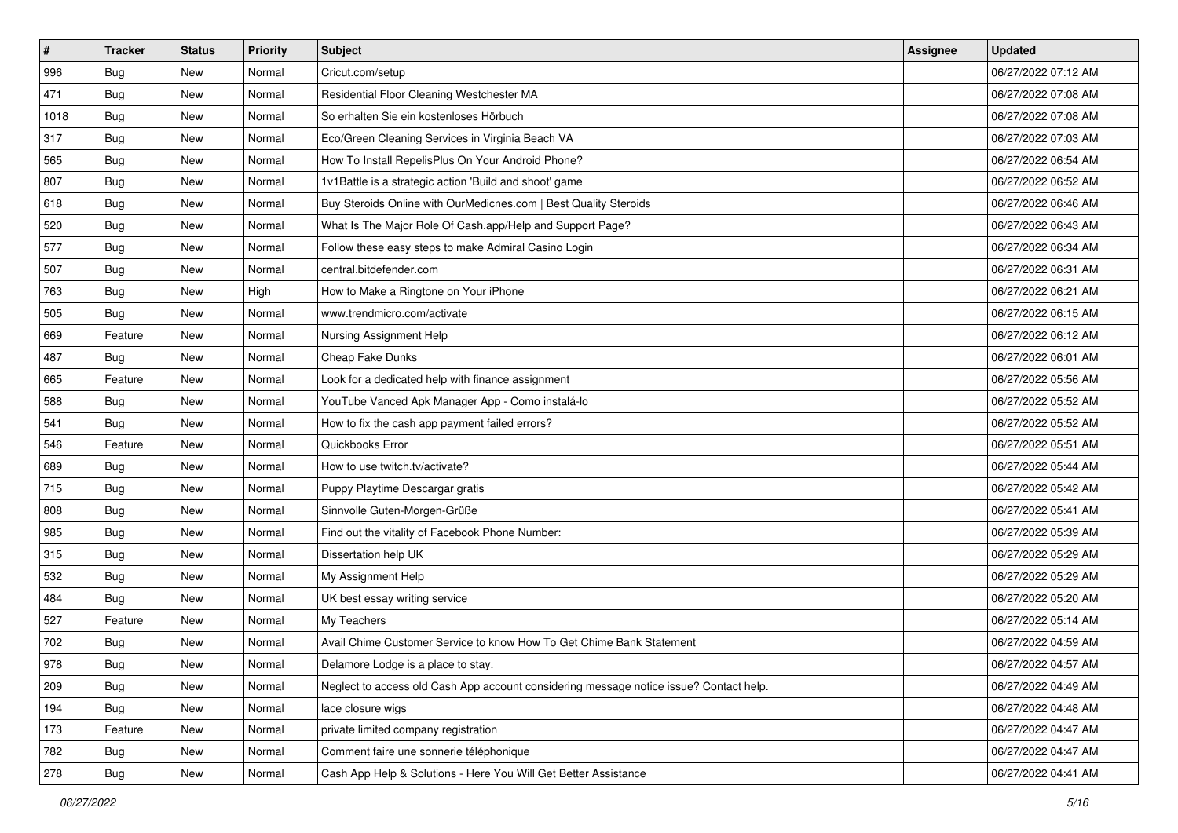| # | Tracker | Status | Priority | Subject | Assignee | Updated |
|---|---|---|---|---|---|---|
| 996 | Bug | New | Normal | Cricut.com/setup | | 06/27/2022 07:12 AM |
| 471 | Bug | New | Normal | Residential Floor Cleaning Westchester MA | | 06/27/2022 07:08 AM |
| 1018 | Bug | New | Normal | So erhalten Sie ein kostenloses Hörbuch | | 06/27/2022 07:08 AM |
| 317 | Bug | New | Normal | Eco/Green Cleaning Services in Virginia Beach VA | | 06/27/2022 07:03 AM |
| 565 | Bug | New | Normal | How To Install RepelisPlus On Your Android Phone? | | 06/27/2022 06:54 AM |
| 807 | Bug | New | Normal | 1v1Battle is a strategic action 'Build and shoot' game | | 06/27/2022 06:52 AM |
| 618 | Bug | New | Normal | Buy Steroids Online with OurMedicnes.com \| Best Quality Steroids | | 06/27/2022 06:46 AM |
| 520 | Bug | New | Normal | What Is The Major Role Of Cash.app/Help and Support Page? | | 06/27/2022 06:43 AM |
| 577 | Bug | New | Normal | Follow these easy steps to make Admiral Casino Login | | 06/27/2022 06:34 AM |
| 507 | Bug | New | Normal | central.bitdefender.com | | 06/27/2022 06:31 AM |
| 763 | Bug | New | High | How to Make a Ringtone on Your iPhone | | 06/27/2022 06:21 AM |
| 505 | Bug | New | Normal | www.trendmicro.com/activate | | 06/27/2022 06:15 AM |
| 669 | Feature | New | Normal | Nursing Assignment Help | | 06/27/2022 06:12 AM |
| 487 | Bug | New | Normal | Cheap Fake Dunks | | 06/27/2022 06:01 AM |
| 665 | Feature | New | Normal | Look for a dedicated help with finance assignment | | 06/27/2022 05:56 AM |
| 588 | Bug | New | Normal | YouTube Vanced Apk Manager App - Como instalá-lo | | 06/27/2022 05:52 AM |
| 541 | Bug | New | Normal | How to fix the cash app payment failed errors? | | 06/27/2022 05:52 AM |
| 546 | Feature | New | Normal | Quickbooks Error | | 06/27/2022 05:51 AM |
| 689 | Bug | New | Normal | How to use twitch.tv/activate? | | 06/27/2022 05:44 AM |
| 715 | Bug | New | Normal | Puppy Playtime Descargar gratis | | 06/27/2022 05:42 AM |
| 808 | Bug | New | Normal | Sinnvolle Guten-Morgen-Grüße | | 06/27/2022 05:41 AM |
| 985 | Bug | New | Normal | Find out the vitality of Facebook Phone Number: | | 06/27/2022 05:39 AM |
| 315 | Bug | New | Normal | Dissertation help UK | | 06/27/2022 05:29 AM |
| 532 | Bug | New | Normal | My Assignment Help | | 06/27/2022 05:29 AM |
| 484 | Bug | New | Normal | UK best essay writing service | | 06/27/2022 05:20 AM |
| 527 | Feature | New | Normal | My Teachers | | 06/27/2022 05:14 AM |
| 702 | Bug | New | Normal | Avail Chime Customer Service to know How To Get Chime Bank Statement | | 06/27/2022 04:59 AM |
| 978 | Bug | New | Normal | Delamore Lodge is a place to stay. | | 06/27/2022 04:57 AM |
| 209 | Bug | New | Normal | Neglect to access old Cash App account considering message notice issue? Contact help. | | 06/27/2022 04:49 AM |
| 194 | Bug | New | Normal | lace closure wigs | | 06/27/2022 04:48 AM |
| 173 | Feature | New | Normal | private limited company registration | | 06/27/2022 04:47 AM |
| 782 | Bug | New | Normal | Comment faire une sonnerie téléphonique | | 06/27/2022 04:47 AM |
| 278 | Bug | New | Normal | Cash App Help & Solutions - Here You Will Get Better Assistance | | 06/27/2022 04:41 AM |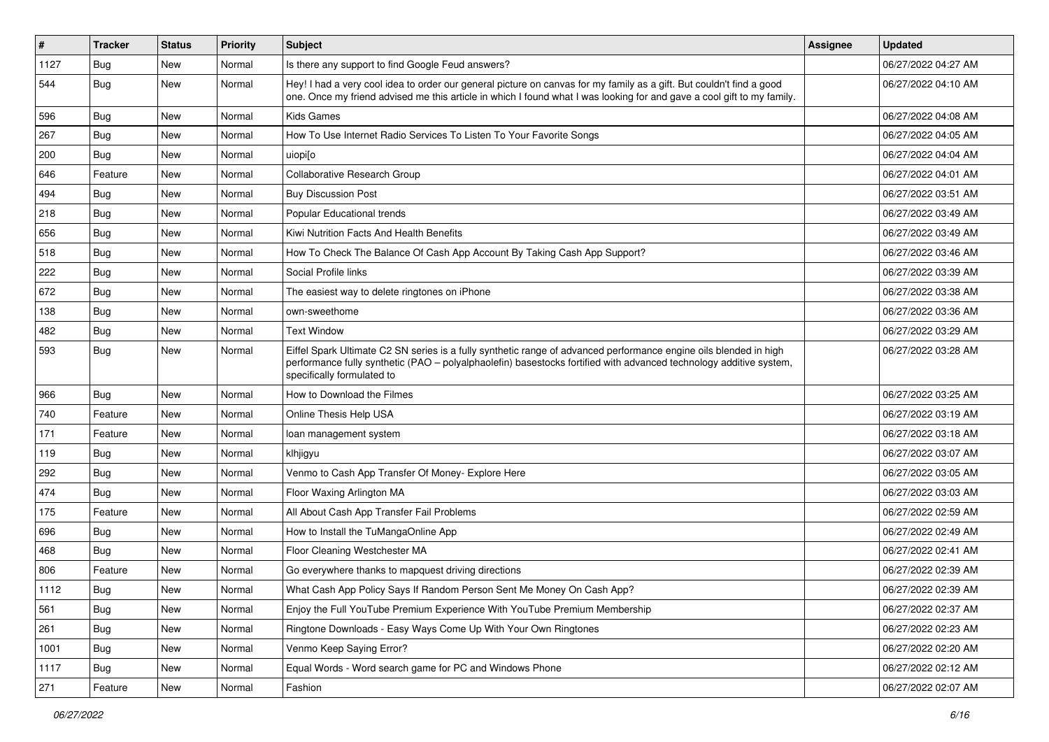| # | Tracker | Status | Priority | Subject | Assignee | Updated |
|---|---|---|---|---|---|---|
| 1127 | Bug | New | Normal | Is there any support to find Google Feud answers? | | 06/27/2022 04:27 AM |
| 544 | Bug | New | Normal | Hey! I had a very cool idea to order our general picture on canvas for my family as a gift. But couldn't find a good one. Once my friend advised me this article in which I found what I was looking for and gave a cool gift to my family. | | 06/27/2022 04:10 AM |
| 596 | Bug | New | Normal | Kids Games | | 06/27/2022 04:08 AM |
| 267 | Bug | New | Normal | How To Use Internet Radio Services To Listen To Your Favorite Songs | | 06/27/2022 04:05 AM |
| 200 | Bug | New | Normal | uiopi[o | | 06/27/2022 04:04 AM |
| 646 | Feature | New | Normal | Collaborative Research Group | | 06/27/2022 04:01 AM |
| 494 | Bug | New | Normal | Buy Discussion Post | | 06/27/2022 03:51 AM |
| 218 | Bug | New | Normal | Popular Educational trends | | 06/27/2022 03:49 AM |
| 656 | Bug | New | Normal | Kiwi Nutrition Facts And Health Benefits | | 06/27/2022 03:49 AM |
| 518 | Bug | New | Normal | How To Check The Balance Of Cash App Account By Taking Cash App Support? | | 06/27/2022 03:46 AM |
| 222 | Bug | New | Normal | Social Profile links | | 06/27/2022 03:39 AM |
| 672 | Bug | New | Normal | The easiest way to delete ringtones on iPhone | | 06/27/2022 03:38 AM |
| 138 | Bug | New | Normal | own-sweethome | | 06/27/2022 03:36 AM |
| 482 | Bug | New | Normal | Text Window | | 06/27/2022 03:29 AM |
| 593 | Bug | New | Normal | Eiffel Spark Ultimate C2 SN series is a fully synthetic range of advanced performance engine oils blended in high performance fully synthetic (PAO – polyalphaolefin) basestocks fortified with advanced technology additive system, specifically formulated to | | 06/27/2022 03:28 AM |
| 966 | Bug | New | Normal | How to Download the Filmes | | 06/27/2022 03:25 AM |
| 740 | Feature | New | Normal | Online Thesis Help USA | | 06/27/2022 03:19 AM |
| 171 | Feature | New | Normal | loan management system | | 06/27/2022 03:18 AM |
| 119 | Bug | New | Normal | klhjigyu | | 06/27/2022 03:07 AM |
| 292 | Bug | New | Normal | Venmo to Cash App Transfer Of Money- Explore Here | | 06/27/2022 03:05 AM |
| 474 | Bug | New | Normal | Floor Waxing Arlington MA | | 06/27/2022 03:03 AM |
| 175 | Feature | New | Normal | All About Cash App Transfer Fail Problems | | 06/27/2022 02:59 AM |
| 696 | Bug | New | Normal | How to Install the TuMangaOnline App | | 06/27/2022 02:49 AM |
| 468 | Bug | New | Normal | Floor Cleaning Westchester MA | | 06/27/2022 02:41 AM |
| 806 | Feature | New | Normal | Go everywhere thanks to mapquest driving directions | | 06/27/2022 02:39 AM |
| 1112 | Bug | New | Normal | What Cash App Policy Says If Random Person Sent Me Money On Cash App? | | 06/27/2022 02:39 AM |
| 561 | Bug | New | Normal | Enjoy the Full YouTube Premium Experience With YouTube Premium Membership | | 06/27/2022 02:37 AM |
| 261 | Bug | New | Normal | Ringtone Downloads - Easy Ways Come Up With Your Own Ringtones | | 06/27/2022 02:23 AM |
| 1001 | Bug | New | Normal | Venmo Keep Saying Error? | | 06/27/2022 02:20 AM |
| 1117 | Bug | New | Normal | Equal Words - Word search game for PC and Windows Phone | | 06/27/2022 02:12 AM |
| 271 | Feature | New | Normal | Fashion | | 06/27/2022 02:07 AM |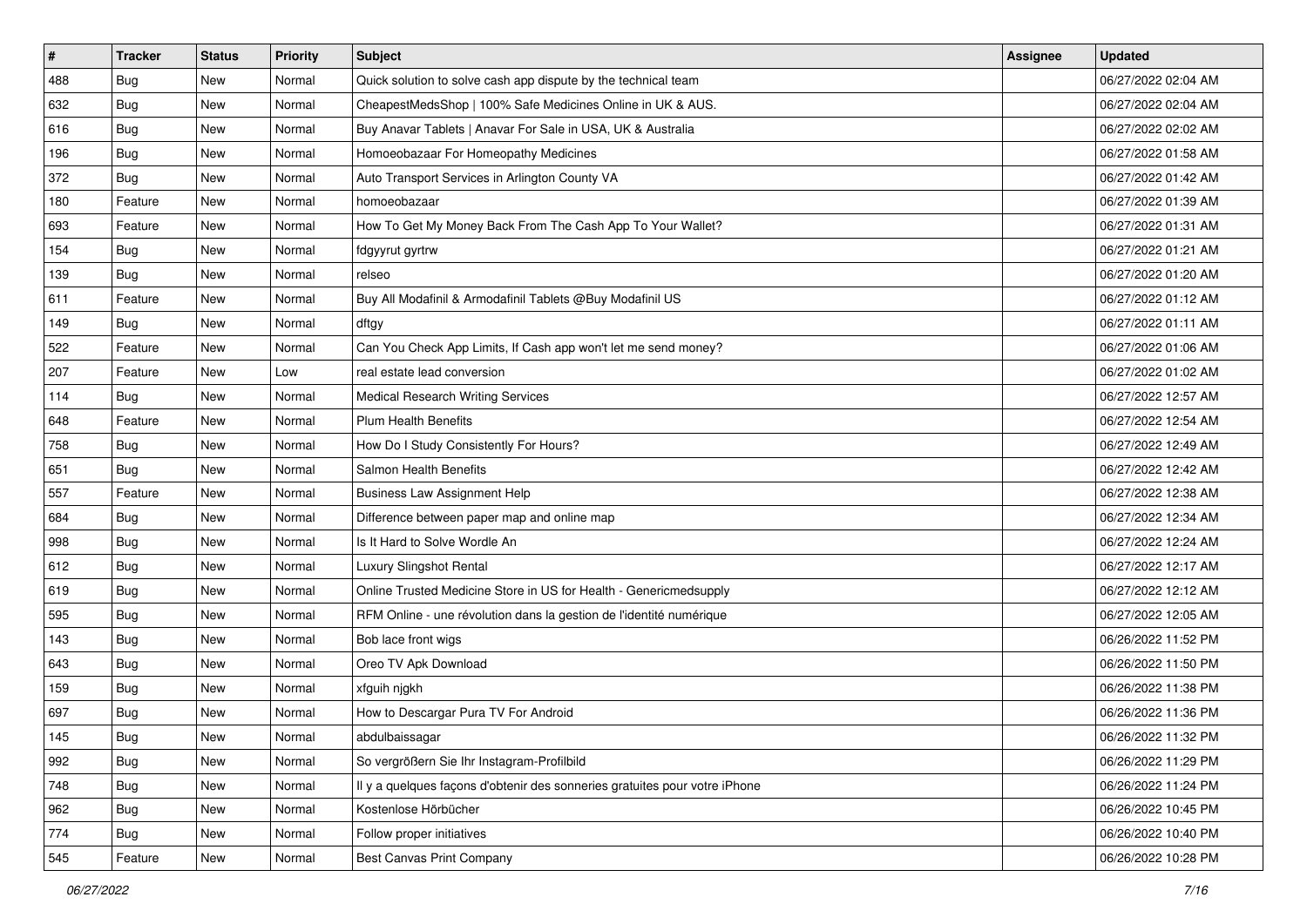| # | Tracker | Status | Priority | Subject | Assignee | Updated |
| --- | --- | --- | --- | --- | --- | --- |
| 488 | Bug | New | Normal | Quick solution to solve cash app dispute by the technical team | | 06/27/2022 02:04 AM |
| 632 | Bug | New | Normal | CheapestMedsShop \| 100% Safe Medicines Online in UK & AUS. | | 06/27/2022 02:04 AM |
| 616 | Bug | New | Normal | Buy Anavar Tablets \| Anavar For Sale in USA, UK & Australia | | 06/27/2022 02:02 AM |
| 196 | Bug | New | Normal | Homoeobazaar For Homeopathy Medicines | | 06/27/2022 01:58 AM |
| 372 | Bug | New | Normal | Auto Transport Services in Arlington County VA | | 06/27/2022 01:42 AM |
| 180 | Feature | New | Normal | homoeobazaar | | 06/27/2022 01:39 AM |
| 693 | Feature | New | Normal | How To Get My Money Back From The Cash App To Your Wallet? | | 06/27/2022 01:31 AM |
| 154 | Bug | New | Normal | fdgyyrut gyrtrw | | 06/27/2022 01:21 AM |
| 139 | Bug | New | Normal | relseo | | 06/27/2022 01:20 AM |
| 611 | Feature | New | Normal | Buy All Modafinil & Armodafinil Tablets @Buy Modafinil US | | 06/27/2022 01:12 AM |
| 149 | Bug | New | Normal | dftgy | | 06/27/2022 01:11 AM |
| 522 | Feature | New | Normal | Can You Check App Limits, If Cash app won't let me send money? | | 06/27/2022 01:06 AM |
| 207 | Feature | New | Low | real estate lead conversion | | 06/27/2022 01:02 AM |
| 114 | Bug | New | Normal | Medical Research Writing Services | | 06/27/2022 12:57 AM |
| 648 | Feature | New | Normal | Plum Health Benefits | | 06/27/2022 12:54 AM |
| 758 | Bug | New | Normal | How Do I Study Consistently For Hours? | | 06/27/2022 12:49 AM |
| 651 | Bug | New | Normal | Salmon Health Benefits | | 06/27/2022 12:42 AM |
| 557 | Feature | New | Normal | Business Law Assignment Help | | 06/27/2022 12:38 AM |
| 684 | Bug | New | Normal | Difference between paper map and online map | | 06/27/2022 12:34 AM |
| 998 | Bug | New | Normal | Is It Hard to Solve Wordle An | | 06/27/2022 12:24 AM |
| 612 | Bug | New | Normal | Luxury Slingshot Rental | | 06/27/2022 12:17 AM |
| 619 | Bug | New | Normal | Online Trusted Medicine Store in US for Health - Genericmedsupply | | 06/27/2022 12:12 AM |
| 595 | Bug | New | Normal | RFM Online - une révolution dans la gestion de l'identité numérique | | 06/27/2022 12:05 AM |
| 143 | Bug | New | Normal | Bob lace front wigs | | 06/26/2022 11:52 PM |
| 643 | Bug | New | Normal | Oreo TV Apk Download | | 06/26/2022 11:50 PM |
| 159 | Bug | New | Normal | xfguih njgkh | | 06/26/2022 11:38 PM |
| 697 | Bug | New | Normal | How to Descargar Pura TV For Android | | 06/26/2022 11:36 PM |
| 145 | Bug | New | Normal | abdulbaissagar | | 06/26/2022 11:32 PM |
| 992 | Bug | New | Normal | So vergrößern Sie Ihr Instagram-Profilbild | | 06/26/2022 11:29 PM |
| 748 | Bug | New | Normal | Il y a quelques façons d'obtenir des sonneries gratuites pour votre iPhone | | 06/26/2022 11:24 PM |
| 962 | Bug | New | Normal | Kostenlose Hörbücher | | 06/26/2022 10:45 PM |
| 774 | Bug | New | Normal | Follow proper initiatives | | 06/26/2022 10:40 PM |
| 545 | Feature | New | Normal | Best Canvas Print Company | | 06/26/2022 10:28 PM |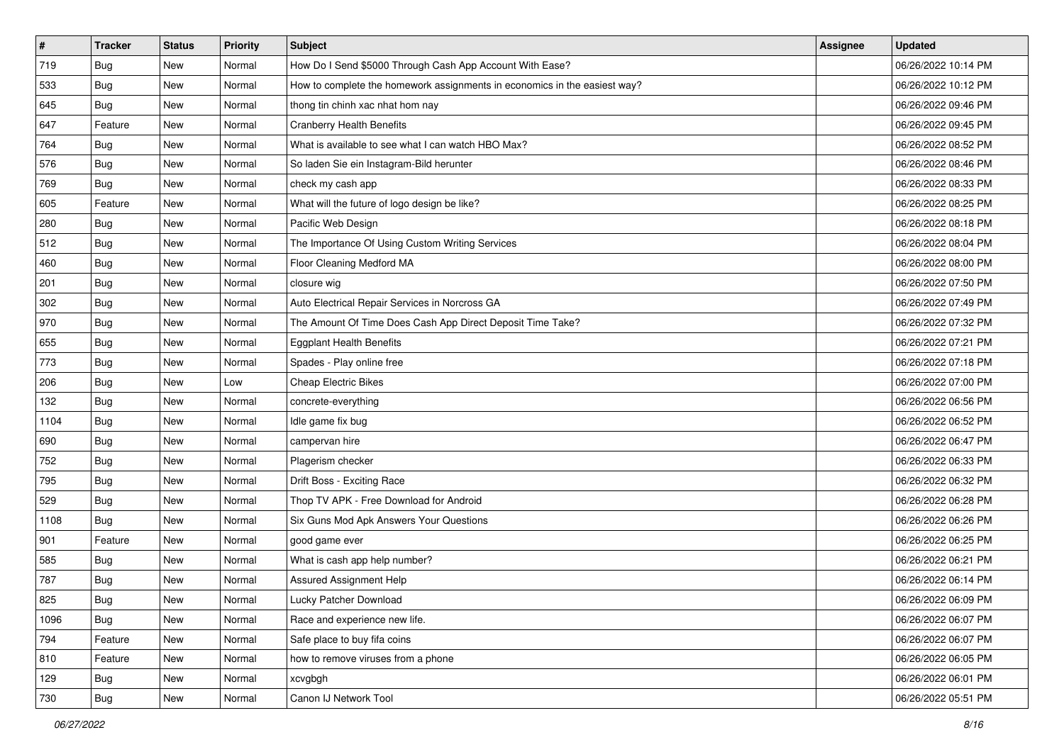| # | Tracker | Status | Priority | Subject | Assignee | Updated |
|---|---|---|---|---|---|---|
| 719 | Bug | New | Normal | How Do I Send $5000 Through Cash App Account With Ease? | | 06/26/2022 10:14 PM |
| 533 | Bug | New | Normal | How to complete the homework assignments in economics in the easiest way? | | 06/26/2022 10:12 PM |
| 645 | Bug | New | Normal | thong tin chinh xac nhat hom nay | | 06/26/2022 09:46 PM |
| 647 | Feature | New | Normal | Cranberry Health Benefits | | 06/26/2022 09:45 PM |
| 764 | Bug | New | Normal | What is available to see what I can watch HBO Max? | | 06/26/2022 08:52 PM |
| 576 | Bug | New | Normal | So laden Sie ein Instagram-Bild herunter | | 06/26/2022 08:46 PM |
| 769 | Bug | New | Normal | check my cash app | | 06/26/2022 08:33 PM |
| 605 | Feature | New | Normal | What will the future of logo design be like? | | 06/26/2022 08:25 PM |
| 280 | Bug | New | Normal | Pacific Web Design | | 06/26/2022 08:18 PM |
| 512 | Bug | New | Normal | The Importance Of Using Custom Writing Services | | 06/26/2022 08:04 PM |
| 460 | Bug | New | Normal | Floor Cleaning Medford MA | | 06/26/2022 08:00 PM |
| 201 | Bug | New | Normal | closure wig | | 06/26/2022 07:50 PM |
| 302 | Bug | New | Normal | Auto Electrical Repair Services in Norcross GA | | 06/26/2022 07:49 PM |
| 970 | Bug | New | Normal | The Amount Of Time Does Cash App Direct Deposit Time Take? | | 06/26/2022 07:32 PM |
| 655 | Bug | New | Normal | Eggplant Health Benefits | | 06/26/2022 07:21 PM |
| 773 | Bug | New | Normal | Spades - Play online free | | 06/26/2022 07:18 PM |
| 206 | Bug | New | Low | Cheap Electric Bikes | | 06/26/2022 07:00 PM |
| 132 | Bug | New | Normal | concrete-everything | | 06/26/2022 06:56 PM |
| 1104 | Bug | New | Normal | Idle game fix bug | | 06/26/2022 06:52 PM |
| 690 | Bug | New | Normal | campervan hire | | 06/26/2022 06:47 PM |
| 752 | Bug | New | Normal | Plagerism checker | | 06/26/2022 06:33 PM |
| 795 | Bug | New | Normal | Drift Boss - Exciting Race | | 06/26/2022 06:32 PM |
| 529 | Bug | New | Normal | Thop TV APK - Free Download for Android | | 06/26/2022 06:28 PM |
| 1108 | Bug | New | Normal | Six Guns Mod Apk Answers Your Questions | | 06/26/2022 06:26 PM |
| 901 | Feature | New | Normal | good game ever | | 06/26/2022 06:25 PM |
| 585 | Bug | New | Normal | What is cash app help number? | | 06/26/2022 06:21 PM |
| 787 | Bug | New | Normal | Assured Assignment Help | | 06/26/2022 06:14 PM |
| 825 | Bug | New | Normal | Lucky Patcher Download | | 06/26/2022 06:09 PM |
| 1096 | Bug | New | Normal | Race and experience new life. | | 06/26/2022 06:07 PM |
| 794 | Feature | New | Normal | Safe place to buy fifa coins | | 06/26/2022 06:07 PM |
| 810 | Feature | New | Normal | how to remove viruses from a phone | | 06/26/2022 06:05 PM |
| 129 | Bug | New | Normal | xcvgbgh | | 06/26/2022 06:01 PM |
| 730 | Bug | New | Normal | Canon IJ Network Tool | | 06/26/2022 05:51 PM |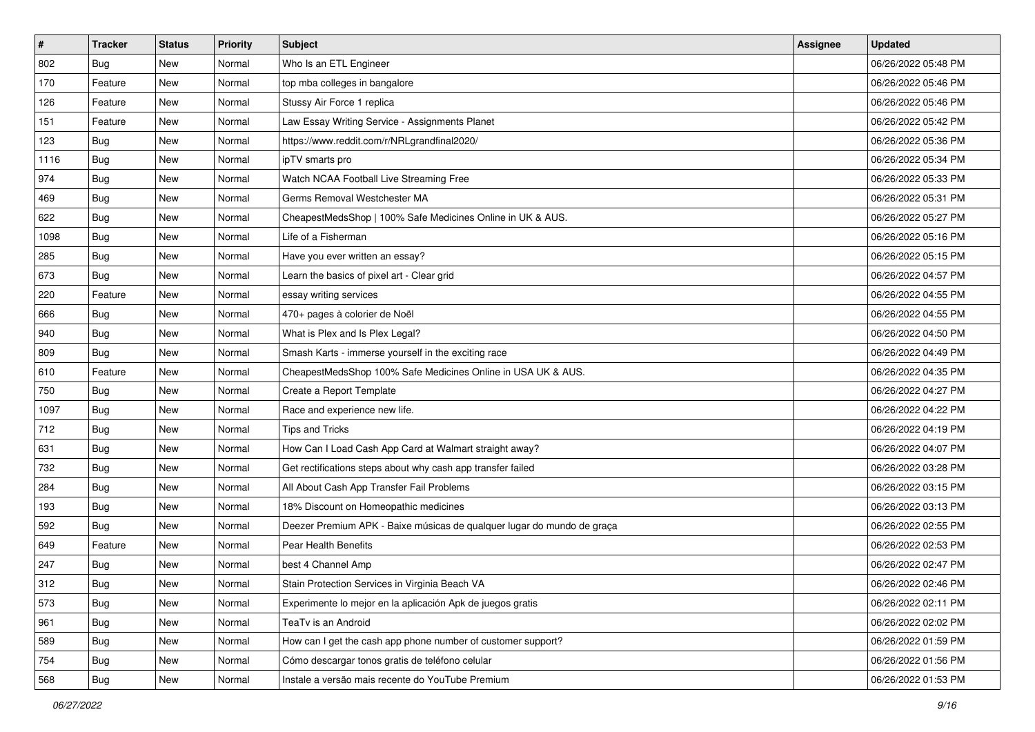| # | Tracker | Status | Priority | Subject | Assignee | Updated |
|---|---|---|---|---|---|---|
| 802 | Bug | New | Normal | Who Is an ETL Engineer | | 06/26/2022 05:48 PM |
| 170 | Feature | New | Normal | top mba colleges in bangalore | | 06/26/2022 05:46 PM |
| 126 | Feature | New | Normal | Stussy Air Force 1 replica | | 06/26/2022 05:46 PM |
| 151 | Feature | New | Normal | Law Essay Writing Service - Assignments Planet | | 06/26/2022 05:42 PM |
| 123 | Bug | New | Normal | https://www.reddit.com/r/NRLgrandfinal2020/ | | 06/26/2022 05:36 PM |
| 1116 | Bug | New | Normal | ipTV smarts pro | | 06/26/2022 05:34 PM |
| 974 | Bug | New | Normal | Watch NCAA Football Live Streaming Free | | 06/26/2022 05:33 PM |
| 469 | Bug | New | Normal | Germs Removal Westchester MA | | 06/26/2022 05:31 PM |
| 622 | Bug | New | Normal | CheapestMedsShop \| 100% Safe Medicines Online in UK & AUS. | | 06/26/2022 05:27 PM |
| 1098 | Bug | New | Normal | Life of a Fisherman | | 06/26/2022 05:16 PM |
| 285 | Bug | New | Normal | Have you ever written an essay? | | 06/26/2022 05:15 PM |
| 673 | Bug | New | Normal | Learn the basics of pixel art - Clear grid | | 06/26/2022 04:57 PM |
| 220 | Feature | New | Normal | essay writing services | | 06/26/2022 04:55 PM |
| 666 | Bug | New | Normal | 470+ pages à colorier de Noël | | 06/26/2022 04:55 PM |
| 940 | Bug | New | Normal | What is Plex and Is Plex Legal? | | 06/26/2022 04:50 PM |
| 809 | Bug | New | Normal | Smash Karts - immerse yourself in the exciting race | | 06/26/2022 04:49 PM |
| 610 | Feature | New | Normal | CheapestMedsShop 100% Safe Medicines Online in USA UK & AUS. | | 06/26/2022 04:35 PM |
| 750 | Bug | New | Normal | Create a Report Template | | 06/26/2022 04:27 PM |
| 1097 | Bug | New | Normal | Race and experience new life. | | 06/26/2022 04:22 PM |
| 712 | Bug | New | Normal | Tips and Tricks | | 06/26/2022 04:19 PM |
| 631 | Bug | New | Normal | How Can I Load Cash App Card at Walmart straight away? | | 06/26/2022 04:07 PM |
| 732 | Bug | New | Normal | Get rectifications steps about why cash app transfer failed | | 06/26/2022 03:28 PM |
| 284 | Bug | New | Normal | All About Cash App Transfer Fail Problems | | 06/26/2022 03:15 PM |
| 193 | Bug | New | Normal | 18% Discount on Homeopathic medicines | | 06/26/2022 03:13 PM |
| 592 | Bug | New | Normal | Deezer Premium APK - Baixe músicas de qualquer lugar do mundo de graça | | 06/26/2022 02:55 PM |
| 649 | Feature | New | Normal | Pear Health Benefits | | 06/26/2022 02:53 PM |
| 247 | Bug | New | Normal | best 4 Channel Amp | | 06/26/2022 02:47 PM |
| 312 | Bug | New | Normal | Stain Protection Services in Virginia Beach VA | | 06/26/2022 02:46 PM |
| 573 | Bug | New | Normal | Experimente lo mejor en la aplicación Apk de juegos gratis | | 06/26/2022 02:11 PM |
| 961 | Bug | New | Normal | TeaTv is an Android | | 06/26/2022 02:02 PM |
| 589 | Bug | New | Normal | How can I get the cash app phone number of customer support? | | 06/26/2022 01:59 PM |
| 754 | Bug | New | Normal | Cómo descargar tonos gratis de teléfono celular | | 06/26/2022 01:56 PM |
| 568 | Bug | New | Normal | Instale a versão mais recente do YouTube Premium | | 06/26/2022 01:53 PM |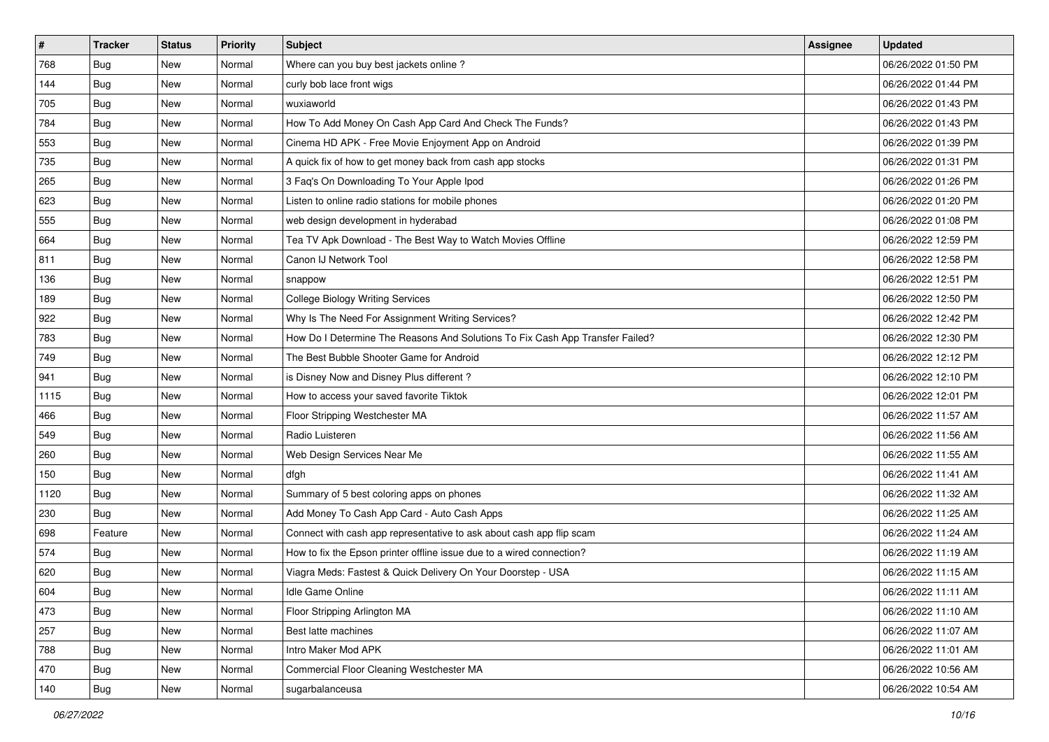| # | Tracker | Status | Priority | Subject | Assignee | Updated |
| --- | --- | --- | --- | --- | --- | --- |
| 768 | Bug | New | Normal | Where can you buy best jackets online ? | | 06/26/2022 01:50 PM |
| 144 | Bug | New | Normal | curly bob lace front wigs | | 06/26/2022 01:44 PM |
| 705 | Bug | New | Normal | wuxiaworld | | 06/26/2022 01:43 PM |
| 784 | Bug | New | Normal | How To Add Money On Cash App Card And Check The Funds? | | 06/26/2022 01:43 PM |
| 553 | Bug | New | Normal | Cinema HD APK - Free Movie Enjoyment App on Android | | 06/26/2022 01:39 PM |
| 735 | Bug | New | Normal | A quick fix of how to get money back from cash app stocks | | 06/26/2022 01:31 PM |
| 265 | Bug | New | Normal | 3 Faq's On Downloading To Your Apple Ipod | | 06/26/2022 01:26 PM |
| 623 | Bug | New | Normal | Listen to online radio stations for mobile phones | | 06/26/2022 01:20 PM |
| 555 | Bug | New | Normal | web design development in hyderabad | | 06/26/2022 01:08 PM |
| 664 | Bug | New | Normal | Tea TV Apk Download - The Best Way to Watch Movies Offline | | 06/26/2022 12:59 PM |
| 811 | Bug | New | Normal | Canon IJ Network Tool | | 06/26/2022 12:58 PM |
| 136 | Bug | New | Normal | snappow | | 06/26/2022 12:51 PM |
| 189 | Bug | New | Normal | College Biology Writing Services | | 06/26/2022 12:50 PM |
| 922 | Bug | New | Normal | Why Is The Need For Assignment Writing Services? | | 06/26/2022 12:42 PM |
| 783 | Bug | New | Normal | How Do I Determine The Reasons And Solutions To Fix Cash App Transfer Failed? | | 06/26/2022 12:30 PM |
| 749 | Bug | New | Normal | The Best Bubble Shooter Game for Android | | 06/26/2022 12:12 PM |
| 941 | Bug | New | Normal | is Disney Now and Disney Plus different ? | | 06/26/2022 12:10 PM |
| 1115 | Bug | New | Normal | How to access your saved favorite Tiktok | | 06/26/2022 12:01 PM |
| 466 | Bug | New | Normal | Floor Stripping Westchester MA | | 06/26/2022 11:57 AM |
| 549 | Bug | New | Normal | Radio Luisteren | | 06/26/2022 11:56 AM |
| 260 | Bug | New | Normal | Web Design Services Near Me | | 06/26/2022 11:55 AM |
| 150 | Bug | New | Normal | dfgh | | 06/26/2022 11:41 AM |
| 1120 | Bug | New | Normal | Summary of 5 best coloring apps on phones | | 06/26/2022 11:32 AM |
| 230 | Bug | New | Normal | Add Money To Cash App Card - Auto Cash Apps | | 06/26/2022 11:25 AM |
| 698 | Feature | New | Normal | Connect with cash app representative to ask about cash app flip scam | | 06/26/2022 11:24 AM |
| 574 | Bug | New | Normal | How to fix the Epson printer offline issue due to a wired connection? | | 06/26/2022 11:19 AM |
| 620 | Bug | New | Normal | Viagra Meds: Fastest & Quick Delivery On Your Doorstep - USA | | 06/26/2022 11:15 AM |
| 604 | Bug | New | Normal | Idle Game Online | | 06/26/2022 11:11 AM |
| 473 | Bug | New | Normal | Floor Stripping Arlington MA | | 06/26/2022 11:10 AM |
| 257 | Bug | New | Normal | Best latte machines | | 06/26/2022 11:07 AM |
| 788 | Bug | New | Normal | Intro Maker Mod APK | | 06/26/2022 11:01 AM |
| 470 | Bug | New | Normal | Commercial Floor Cleaning Westchester MA | | 06/26/2022 10:56 AM |
| 140 | Bug | New | Normal | sugarbalanceusa | | 06/26/2022 10:54 AM |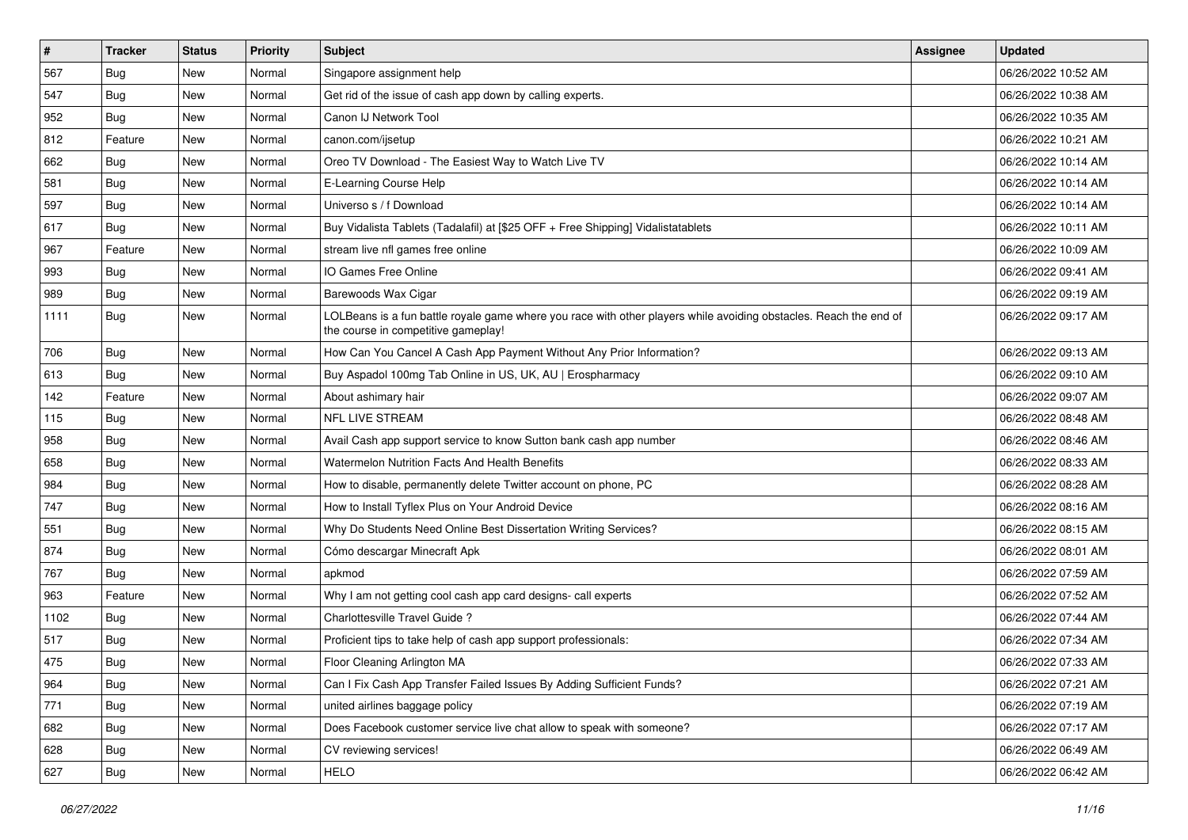| # | Tracker | Status | Priority | Subject | Assignee | Updated |
|---|---|---|---|---|---|---|
| 567 | Bug | New | Normal | Singapore assignment help | | 06/26/2022 10:52 AM |
| 547 | Bug | New | Normal | Get rid of the issue of cash app down by calling experts. | | 06/26/2022 10:38 AM |
| 952 | Bug | New | Normal | Canon IJ Network Tool | | 06/26/2022 10:35 AM |
| 812 | Feature | New | Normal | canon.com/ijsetup | | 06/26/2022 10:21 AM |
| 662 | Bug | New | Normal | Oreo TV Download - The Easiest Way to Watch Live TV | | 06/26/2022 10:14 AM |
| 581 | Bug | New | Normal | E-Learning Course Help | | 06/26/2022 10:14 AM |
| 597 | Bug | New | Normal | Universo s / f Download | | 06/26/2022 10:14 AM |
| 617 | Bug | New | Normal | Buy Vidalista Tablets (Tadalafil) at [$25 OFF + Free Shipping] Vidalistatablets | | 06/26/2022 10:11 AM |
| 967 | Feature | New | Normal | stream live nfl games free online | | 06/26/2022 10:09 AM |
| 993 | Bug | New | Normal | IO Games Free Online | | 06/26/2022 09:41 AM |
| 989 | Bug | New | Normal | Barewoods Wax Cigar | | 06/26/2022 09:19 AM |
| 1111 | Bug | New | Normal | LOLBeans is a fun battle royale game where you race with other players while avoiding obstacles. Reach the end of the course in competitive gameplay! | | 06/26/2022 09:17 AM |
| 706 | Bug | New | Normal | How Can You Cancel A Cash App Payment Without Any Prior Information? | | 06/26/2022 09:13 AM |
| 613 | Bug | New | Normal | Buy Aspadol 100mg Tab Online in US, UK, AU \| Erospharmacy | | 06/26/2022 09:10 AM |
| 142 | Feature | New | Normal | About ashimary hair | | 06/26/2022 09:07 AM |
| 115 | Bug | New | Normal | NFL LIVE STREAM | | 06/26/2022 08:48 AM |
| 958 | Bug | New | Normal | Avail Cash app support service to know Sutton bank cash app number | | 06/26/2022 08:46 AM |
| 658 | Bug | New | Normal | Watermelon Nutrition Facts And Health Benefits | | 06/26/2022 08:33 AM |
| 984 | Bug | New | Normal | How to disable, permanently delete Twitter account on phone, PC | | 06/26/2022 08:28 AM |
| 747 | Bug | New | Normal | How to Install Tyflex Plus on Your Android Device | | 06/26/2022 08:16 AM |
| 551 | Bug | New | Normal | Why Do Students Need Online Best Dissertation Writing Services? | | 06/26/2022 08:15 AM |
| 874 | Bug | New | Normal | Cómo descargar Minecraft Apk | | 06/26/2022 08:01 AM |
| 767 | Bug | New | Normal | apkmod | | 06/26/2022 07:59 AM |
| 963 | Feature | New | Normal | Why I am not getting cool cash app card designs- call experts | | 06/26/2022 07:52 AM |
| 1102 | Bug | New | Normal | Charlottesville Travel Guide ? | | 06/26/2022 07:44 AM |
| 517 | Bug | New | Normal | Proficient tips to take help of cash app support professionals: | | 06/26/2022 07:34 AM |
| 475 | Bug | New | Normal | Floor Cleaning Arlington MA | | 06/26/2022 07:33 AM |
| 964 | Bug | New | Normal | Can I Fix Cash App Transfer Failed Issues By Adding Sufficient Funds? | | 06/26/2022 07:21 AM |
| 771 | Bug | New | Normal | united airlines baggage policy | | 06/26/2022 07:19 AM |
| 682 | Bug | New | Normal | Does Facebook customer service live chat allow to speak with someone? | | 06/26/2022 07:17 AM |
| 628 | Bug | New | Normal | CV reviewing services! | | 06/26/2022 06:49 AM |
| 627 | Bug | New | Normal | HELO | | 06/26/2022 06:42 AM |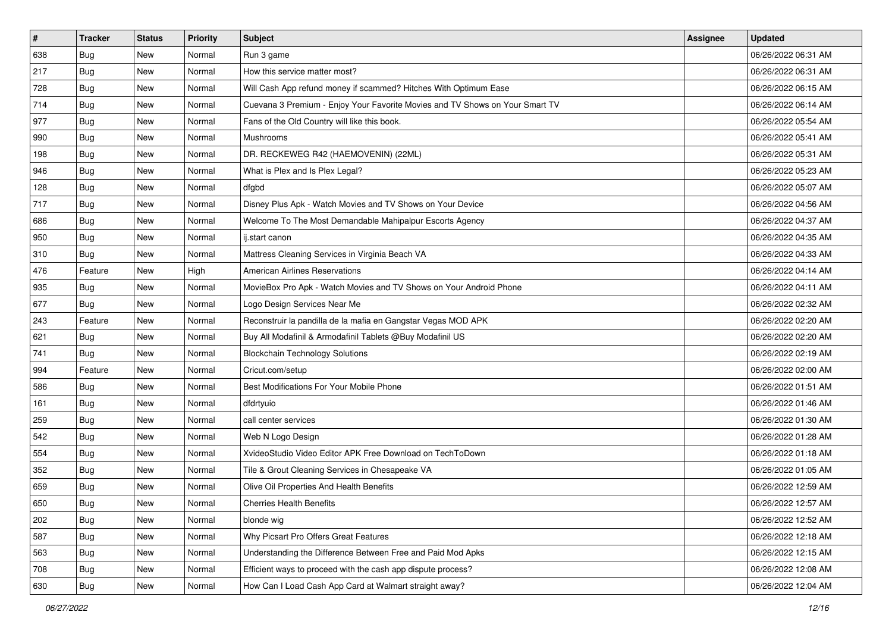| # | Tracker | Status | Priority | Subject | Assignee | Updated |
| --- | --- | --- | --- | --- | --- | --- |
| 638 | Bug | New | Normal | Run 3 game | | 06/26/2022 06:31 AM |
| 217 | Bug | New | Normal | How this service matter most? | | 06/26/2022 06:31 AM |
| 728 | Bug | New | Normal | Will Cash App refund money if scammed? Hitches With Optimum Ease | | 06/26/2022 06:15 AM |
| 714 | Bug | New | Normal | Cuevana 3 Premium - Enjoy Your Favorite Movies and TV Shows on Your Smart TV | | 06/26/2022 06:14 AM |
| 977 | Bug | New | Normal | Fans of the Old Country will like this book. | | 06/26/2022 05:54 AM |
| 990 | Bug | New | Normal | Mushrooms | | 06/26/2022 05:41 AM |
| 198 | Bug | New | Normal | DR. RECKEWEG R42 (HAEMOVENIN) (22ML) | | 06/26/2022 05:31 AM |
| 946 | Bug | New | Normal | What is Plex and Is Plex Legal? | | 06/26/2022 05:23 AM |
| 128 | Bug | New | Normal | dfgbd | | 06/26/2022 05:07 AM |
| 717 | Bug | New | Normal | Disney Plus Apk - Watch Movies and TV Shows on Your Device | | 06/26/2022 04:56 AM |
| 686 | Bug | New | Normal | Welcome To The Most Demandable Mahipalpur Escorts Agency | | 06/26/2022 04:37 AM |
| 950 | Bug | New | Normal | ij.start canon | | 06/26/2022 04:35 AM |
| 310 | Bug | New | Normal | Mattress Cleaning Services in Virginia Beach VA | | 06/26/2022 04:33 AM |
| 476 | Feature | New | High | American Airlines Reservations | | 06/26/2022 04:14 AM |
| 935 | Bug | New | Normal | MovieBox Pro Apk - Watch Movies and TV Shows on Your Android Phone | | 06/26/2022 04:11 AM |
| 677 | Bug | New | Normal | Logo Design Services Near Me | | 06/26/2022 02:32 AM |
| 243 | Feature | New | Normal | Reconstruir la pandilla de la mafia en Gangstar Vegas MOD APK | | 06/26/2022 02:20 AM |
| 621 | Bug | New | Normal | Buy All Modafinil & Armodafinil Tablets @Buy Modafinil US | | 06/26/2022 02:20 AM |
| 741 | Bug | New | Normal | Blockchain Technology Solutions | | 06/26/2022 02:19 AM |
| 994 | Feature | New | Normal | Cricut.com/setup | | 06/26/2022 02:00 AM |
| 586 | Bug | New | Normal | Best Modifications For Your Mobile Phone | | 06/26/2022 01:51 AM |
| 161 | Bug | New | Normal | dfdrtyuio | | 06/26/2022 01:46 AM |
| 259 | Bug | New | Normal | call center services | | 06/26/2022 01:30 AM |
| 542 | Bug | New | Normal | Web N Logo Design | | 06/26/2022 01:28 AM |
| 554 | Bug | New | Normal | XvideoStudio Video Editor APK Free Download on TechToDown | | 06/26/2022 01:18 AM |
| 352 | Bug | New | Normal | Tile & Grout Cleaning Services in Chesapeake VA | | 06/26/2022 01:05 AM |
| 659 | Bug | New | Normal | Olive Oil Properties And Health Benefits | | 06/26/2022 12:59 AM |
| 650 | Bug | New | Normal | Cherries Health Benefits | | 06/26/2022 12:57 AM |
| 202 | Bug | New | Normal | blonde wig | | 06/26/2022 12:52 AM |
| 587 | Bug | New | Normal | Why Picsart Pro Offers Great Features | | 06/26/2022 12:18 AM |
| 563 | Bug | New | Normal | Understanding the Difference Between Free and Paid Mod Apks | | 06/26/2022 12:15 AM |
| 708 | Bug | New | Normal | Efficient ways to proceed with the cash app dispute process? | | 06/26/2022 12:08 AM |
| 630 | Bug | New | Normal | How Can I Load Cash App Card at Walmart straight away? | | 06/26/2022 12:04 AM |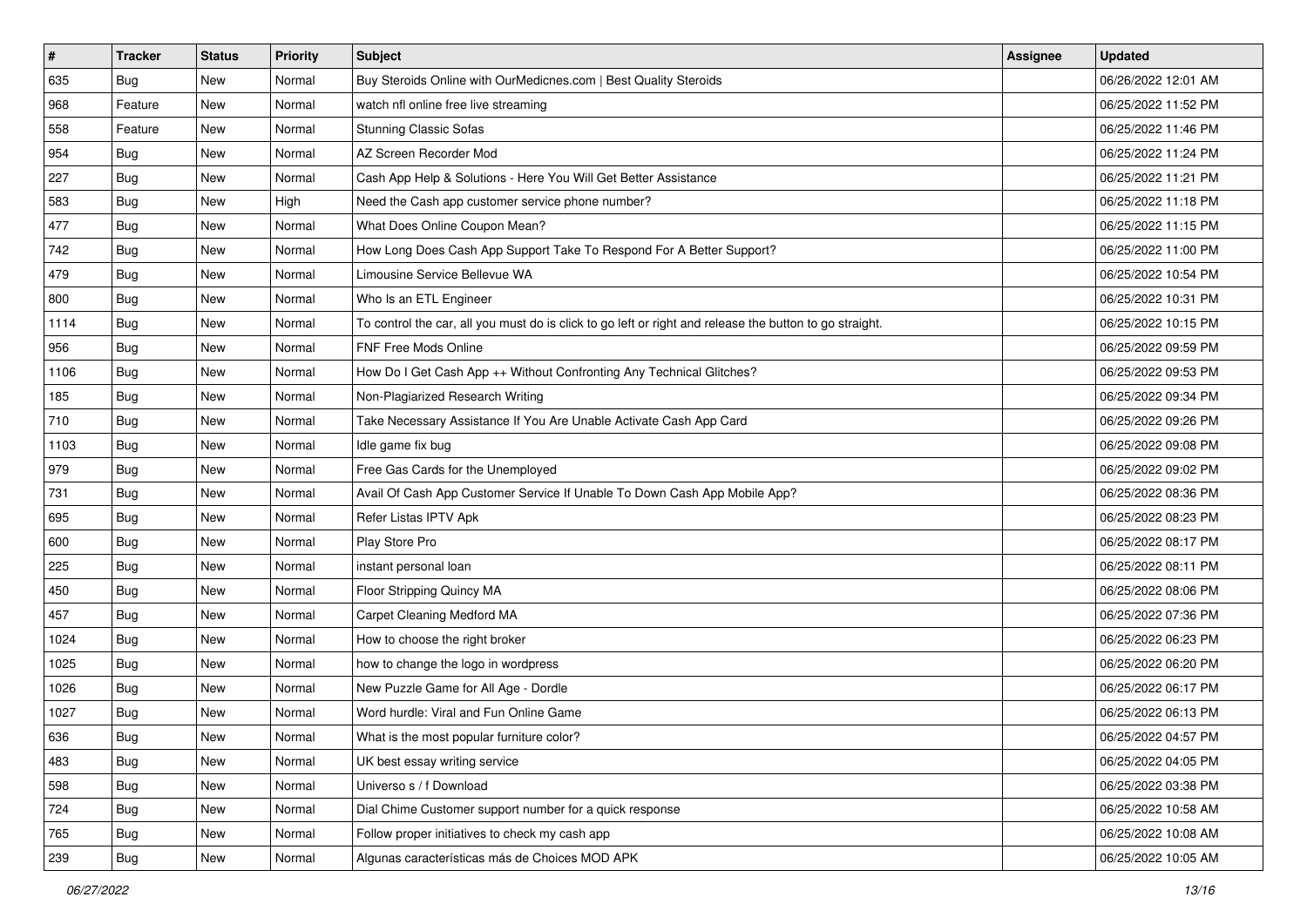| # | Tracker | Status | Priority | Subject | Assignee | Updated |
|---|---|---|---|---|---|---|
| 635 | Bug | New | Normal | Buy Steroids Online with OurMedicnes.com \| Best Quality Steroids | | 06/26/2022 12:01 AM |
| 968 | Feature | New | Normal | watch nfl online free live streaming | | 06/25/2022 11:52 PM |
| 558 | Feature | New | Normal | Stunning Classic Sofas | | 06/25/2022 11:46 PM |
| 954 | Bug | New | Normal | AZ Screen Recorder Mod | | 06/25/2022 11:24 PM |
| 227 | Bug | New | Normal | Cash App Help & Solutions - Here You Will Get Better Assistance | | 06/25/2022 11:21 PM |
| 583 | Bug | New | High | Need the Cash app customer service phone number? | | 06/25/2022 11:18 PM |
| 477 | Bug | New | Normal | What Does Online Coupon Mean? | | 06/25/2022 11:15 PM |
| 742 | Bug | New | Normal | How Long Does Cash App Support Take To Respond For A Better Support? | | 06/25/2022 11:00 PM |
| 479 | Bug | New | Normal | Limousine Service Bellevue WA | | 06/25/2022 10:54 PM |
| 800 | Bug | New | Normal | Who Is an ETL Engineer | | 06/25/2022 10:31 PM |
| 1114 | Bug | New | Normal | To control the car, all you must do is click to go left or right and release the button to go straight. | | 06/25/2022 10:15 PM |
| 956 | Bug | New | Normal | FNF Free Mods Online | | 06/25/2022 09:59 PM |
| 1106 | Bug | New | Normal | How Do I Get Cash App ++ Without Confronting Any Technical Glitches? | | 06/25/2022 09:53 PM |
| 185 | Bug | New | Normal | Non-Plagiarized Research Writing | | 06/25/2022 09:34 PM |
| 710 | Bug | New | Normal | Take Necessary Assistance If You Are Unable Activate Cash App Card | | 06/25/2022 09:26 PM |
| 1103 | Bug | New | Normal | Idle game fix bug | | 06/25/2022 09:08 PM |
| 979 | Bug | New | Normal | Free Gas Cards for the Unemployed | | 06/25/2022 09:02 PM |
| 731 | Bug | New | Normal | Avail Of Cash App Customer Service If Unable To Down Cash App Mobile App? | | 06/25/2022 08:36 PM |
| 695 | Bug | New | Normal | Refer Listas IPTV Apk | | 06/25/2022 08:23 PM |
| 600 | Bug | New | Normal | Play Store Pro | | 06/25/2022 08:17 PM |
| 225 | Bug | New | Normal | instant personal loan | | 06/25/2022 08:11 PM |
| 450 | Bug | New | Normal | Floor Stripping Quincy MA | | 06/25/2022 08:06 PM |
| 457 | Bug | New | Normal | Carpet Cleaning Medford MA | | 06/25/2022 07:36 PM |
| 1024 | Bug | New | Normal | How to choose the right broker | | 06/25/2022 06:23 PM |
| 1025 | Bug | New | Normal | how to change the logo in wordpress | | 06/25/2022 06:20 PM |
| 1026 | Bug | New | Normal | New Puzzle Game for All Age - Dordle | | 06/25/2022 06:17 PM |
| 1027 | Bug | New | Normal | Word hurdle: Viral and Fun Online Game | | 06/25/2022 06:13 PM |
| 636 | Bug | New | Normal | What is the most popular furniture color? | | 06/25/2022 04:57 PM |
| 483 | Bug | New | Normal | UK best essay writing service | | 06/25/2022 04:05 PM |
| 598 | Bug | New | Normal | Universo s / f Download | | 06/25/2022 03:38 PM |
| 724 | Bug | New | Normal | Dial Chime Customer support number for a quick response | | 06/25/2022 10:58 AM |
| 765 | Bug | New | Normal | Follow proper initiatives to check my cash app | | 06/25/2022 10:08 AM |
| 239 | Bug | New | Normal | Algunas características más de Choices MOD APK | | 06/25/2022 10:05 AM |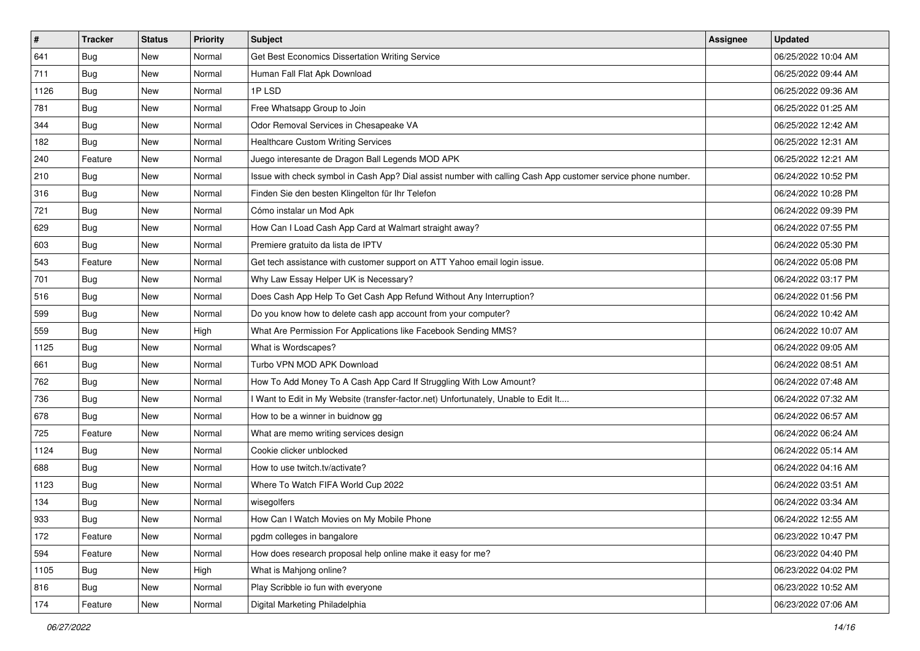| # | Tracker | Status | Priority | Subject | Assignee | Updated |
|---|---|---|---|---|---|---|
| 641 | Bug | New | Normal | Get Best Economics Dissertation Writing Service | | 06/25/2022 10:04 AM |
| 711 | Bug | New | Normal | Human Fall Flat Apk Download | | 06/25/2022 09:44 AM |
| 1126 | Bug | New | Normal | 1P LSD | | 06/25/2022 09:36 AM |
| 781 | Bug | New | Normal | Free Whatsapp Group to Join | | 06/25/2022 01:25 AM |
| 344 | Bug | New | Normal | Odor Removal Services in Chesapeake VA | | 06/25/2022 12:42 AM |
| 182 | Bug | New | Normal | Healthcare Custom Writing Services | | 06/25/2022 12:31 AM |
| 240 | Feature | New | Normal | Juego interesante de Dragon Ball Legends MOD APK | | 06/25/2022 12:21 AM |
| 210 | Bug | New | Normal | Issue with check symbol in Cash App? Dial assist number with calling Cash App customer service phone number. | | 06/24/2022 10:52 PM |
| 316 | Bug | New | Normal | Finden Sie den besten Klingelton für Ihr Telefon | | 06/24/2022 10:28 PM |
| 721 | Bug | New | Normal | Cómo instalar un Mod Apk | | 06/24/2022 09:39 PM |
| 629 | Bug | New | Normal | How Can I Load Cash App Card at Walmart straight away? | | 06/24/2022 07:55 PM |
| 603 | Bug | New | Normal | Premiere gratuito da lista de IPTV | | 06/24/2022 05:30 PM |
| 543 | Feature | New | Normal | Get tech assistance with customer support on ATT Yahoo email login issue. | | 06/24/2022 05:08 PM |
| 701 | Bug | New | Normal | Why Law Essay Helper UK is Necessary? | | 06/24/2022 03:17 PM |
| 516 | Bug | New | Normal | Does Cash App Help To Get Cash App Refund Without Any Interruption? | | 06/24/2022 01:56 PM |
| 599 | Bug | New | Normal | Do you know how to delete cash app account from your computer? | | 06/24/2022 10:42 AM |
| 559 | Bug | New | High | What Are Permission For Applications like Facebook Sending MMS? | | 06/24/2022 10:07 AM |
| 1125 | Bug | New | Normal | What is Wordscapes? | | 06/24/2022 09:05 AM |
| 661 | Bug | New | Normal | Turbo VPN MOD APK Download | | 06/24/2022 08:51 AM |
| 762 | Bug | New | Normal | How To Add Money To A Cash App Card If Struggling With Low Amount? | | 06/24/2022 07:48 AM |
| 736 | Bug | New | Normal | I Want to Edit in My Website (transfer-factor.net) Unfortunately, Unable to Edit It.... | | 06/24/2022 07:32 AM |
| 678 | Bug | New | Normal | How to be a winner in buidnow gg | | 06/24/2022 06:57 AM |
| 725 | Feature | New | Normal | What are memo writing services design | | 06/24/2022 06:24 AM |
| 1124 | Bug | New | Normal | Cookie clicker unblocked | | 06/24/2022 05:14 AM |
| 688 | Bug | New | Normal | How to use twitch.tv/activate? | | 06/24/2022 04:16 AM |
| 1123 | Bug | New | Normal | Where To Watch FIFA World Cup 2022 | | 06/24/2022 03:51 AM |
| 134 | Bug | New | Normal | wisegolfers | | 06/24/2022 03:34 AM |
| 933 | Bug | New | Normal | How Can I Watch Movies on My Mobile Phone | | 06/24/2022 12:55 AM |
| 172 | Feature | New | Normal | pgdm colleges in bangalore | | 06/23/2022 10:47 PM |
| 594 | Feature | New | Normal | How does research proposal help online make it easy for me? | | 06/23/2022 04:40 PM |
| 1105 | Bug | New | High | What is Mahjong online? | | 06/23/2022 04:02 PM |
| 816 | Bug | New | Normal | Play Scribble io fun with everyone | | 06/23/2022 10:52 AM |
| 174 | Feature | New | Normal | Digital Marketing Philadelphia | | 06/23/2022 07:06 AM |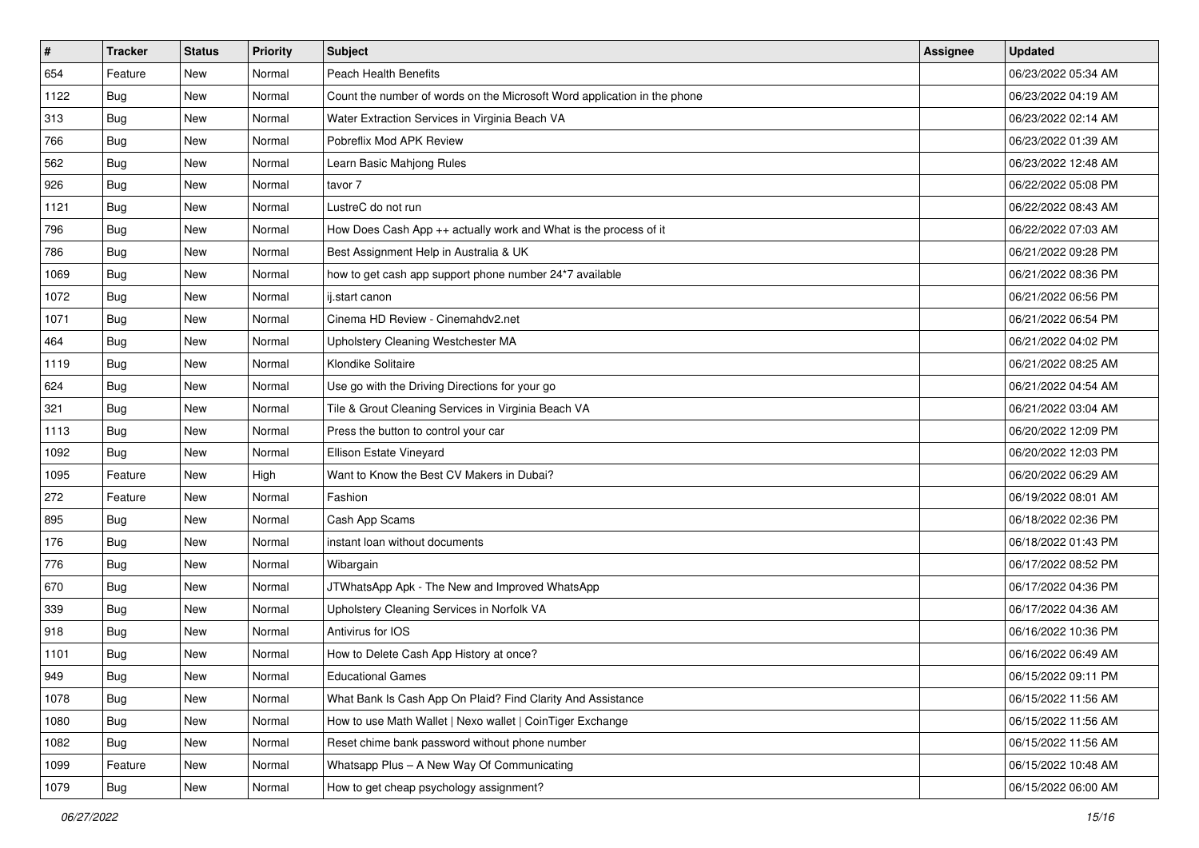| # | Tracker | Status | Priority | Subject | Assignee | Updated |
|---|---|---|---|---|---|---|
| 654 | Feature | New | Normal | Peach Health Benefits | | 06/23/2022 05:34 AM |
| 1122 | Bug | New | Normal | Count the number of words on the Microsoft Word application in the phone | | 06/23/2022 04:19 AM |
| 313 | Bug | New | Normal | Water Extraction Services in Virginia Beach VA | | 06/23/2022 02:14 AM |
| 766 | Bug | New | Normal | Pobreflix Mod APK Review | | 06/23/2022 01:39 AM |
| 562 | Bug | New | Normal | Learn Basic Mahjong Rules | | 06/23/2022 12:48 AM |
| 926 | Bug | New | Normal | tavor 7 | | 06/22/2022 05:08 PM |
| 1121 | Bug | New | Normal | LustreC do not run | | 06/22/2022 08:43 AM |
| 796 | Bug | New | Normal | How Does Cash App ++ actually work and What is the process of it | | 06/22/2022 07:03 AM |
| 786 | Bug | New | Normal | Best Assignment Help in Australia & UK | | 06/21/2022 09:28 PM |
| 1069 | Bug | New | Normal | how to get cash app support phone number 24*7 available | | 06/21/2022 08:36 PM |
| 1072 | Bug | New | Normal | ij.start canon | | 06/21/2022 06:56 PM |
| 1071 | Bug | New | Normal | Cinema HD Review - Cinemahdv2.net | | 06/21/2022 06:54 PM |
| 464 | Bug | New | Normal | Upholstery Cleaning Westchester MA | | 06/21/2022 04:02 PM |
| 1119 | Bug | New | Normal | Klondike Solitaire | | 06/21/2022 08:25 AM |
| 624 | Bug | New | Normal | Use go with the Driving Directions for your go | | 06/21/2022 04:54 AM |
| 321 | Bug | New | Normal | Tile & Grout Cleaning Services in Virginia Beach VA | | 06/21/2022 03:04 AM |
| 1113 | Bug | New | Normal | Press the button to control your car | | 06/20/2022 12:09 PM |
| 1092 | Bug | New | Normal | Ellison Estate Vineyard | | 06/20/2022 12:03 PM |
| 1095 | Feature | New | High | Want to Know the Best CV Makers in Dubai? | | 06/20/2022 06:29 AM |
| 272 | Feature | New | Normal | Fashion | | 06/19/2022 08:01 AM |
| 895 | Bug | New | Normal | Cash App Scams | | 06/18/2022 02:36 PM |
| 176 | Bug | New | Normal | instant loan without documents | | 06/18/2022 01:43 PM |
| 776 | Bug | New | Normal | Wibargain | | 06/17/2022 08:52 PM |
| 670 | Bug | New | Normal | JTWhatsApp Apk - The New and Improved WhatsApp | | 06/17/2022 04:36 PM |
| 339 | Bug | New | Normal | Upholstery Cleaning Services in Norfolk VA | | 06/17/2022 04:36 AM |
| 918 | Bug | New | Normal | Antivirus for IOS | | 06/16/2022 10:36 PM |
| 1101 | Bug | New | Normal | How to Delete Cash App History at once? | | 06/16/2022 06:49 AM |
| 949 | Bug | New | Normal | Educational Games | | 06/15/2022 09:11 PM |
| 1078 | Bug | New | Normal | What Bank Is Cash App On Plaid? Find Clarity And Assistance | | 06/15/2022 11:56 AM |
| 1080 | Bug | New | Normal | How to use Math Wallet \| Nexo wallet \| CoinTiger Exchange | | 06/15/2022 11:56 AM |
| 1082 | Bug | New | Normal | Reset chime bank password without phone number | | 06/15/2022 11:56 AM |
| 1099 | Feature | New | Normal | Whatsapp Plus – A New Way Of Communicating | | 06/15/2022 10:48 AM |
| 1079 | Bug | New | Normal | How to get cheap psychology assignment? | | 06/15/2022 06:00 AM |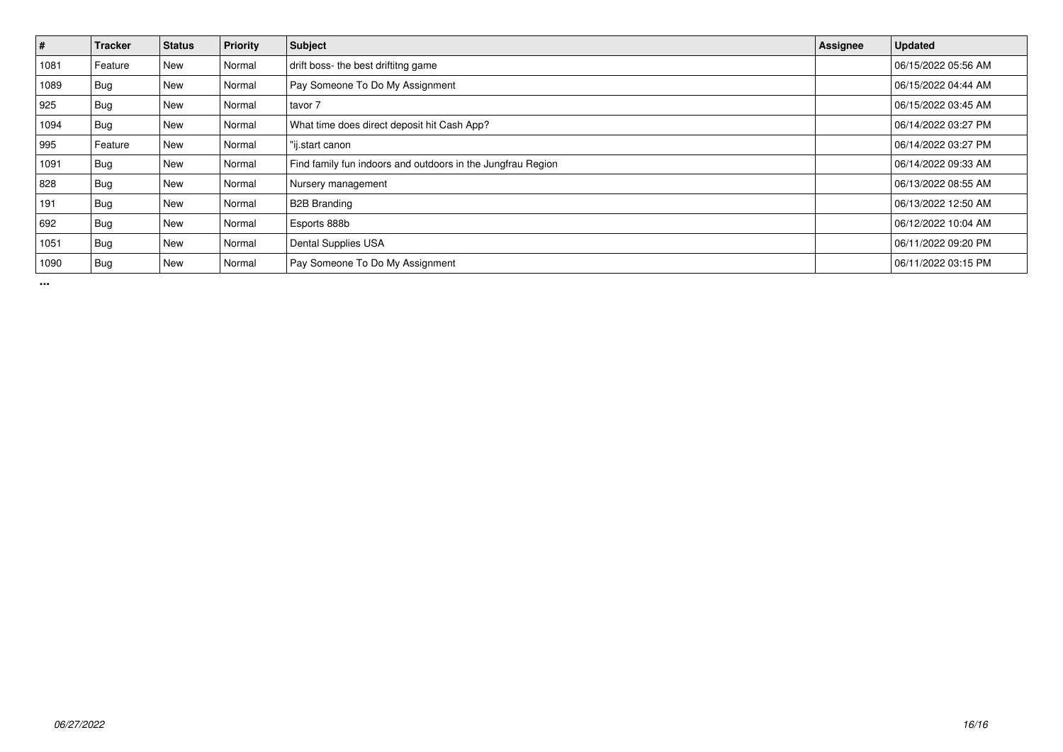| # | Tracker | Status | Priority | Subject | Assignee | Updated |
|---|---|---|---|---|---|---|
| 1081 | Feature | New | Normal | drift boss- the best driftitng game | | 06/15/2022 05:56 AM |
| 1089 | Bug | New | Normal | Pay Someone To Do My Assignment | | 06/15/2022 04:44 AM |
| 925 | Bug | New | Normal | tavor 7 | | 06/15/2022 03:45 AM |
| 1094 | Bug | New | Normal | What time does direct deposit hit Cash App? | | 06/14/2022 03:27 PM |
| 995 | Feature | New | Normal | "ij.start canon | | 06/14/2022 03:27 PM |
| 1091 | Bug | New | Normal | Find family fun indoors and outdoors in the Jungfrau Region | | 06/14/2022 09:33 AM |
| 828 | Bug | New | Normal | Nursery management | | 06/13/2022 08:55 AM |
| 191 | Bug | New | Normal | B2B Branding | | 06/13/2022 12:50 AM |
| 692 | Bug | New | Normal | Esports 888b | | 06/12/2022 10:04 AM |
| 1051 | Bug | New | Normal | Dental Supplies USA | | 06/11/2022 09:20 PM |
| 1090 | Bug | New | Normal | Pay Someone To Do My Assignment | | 06/11/2022 03:15 PM |

...